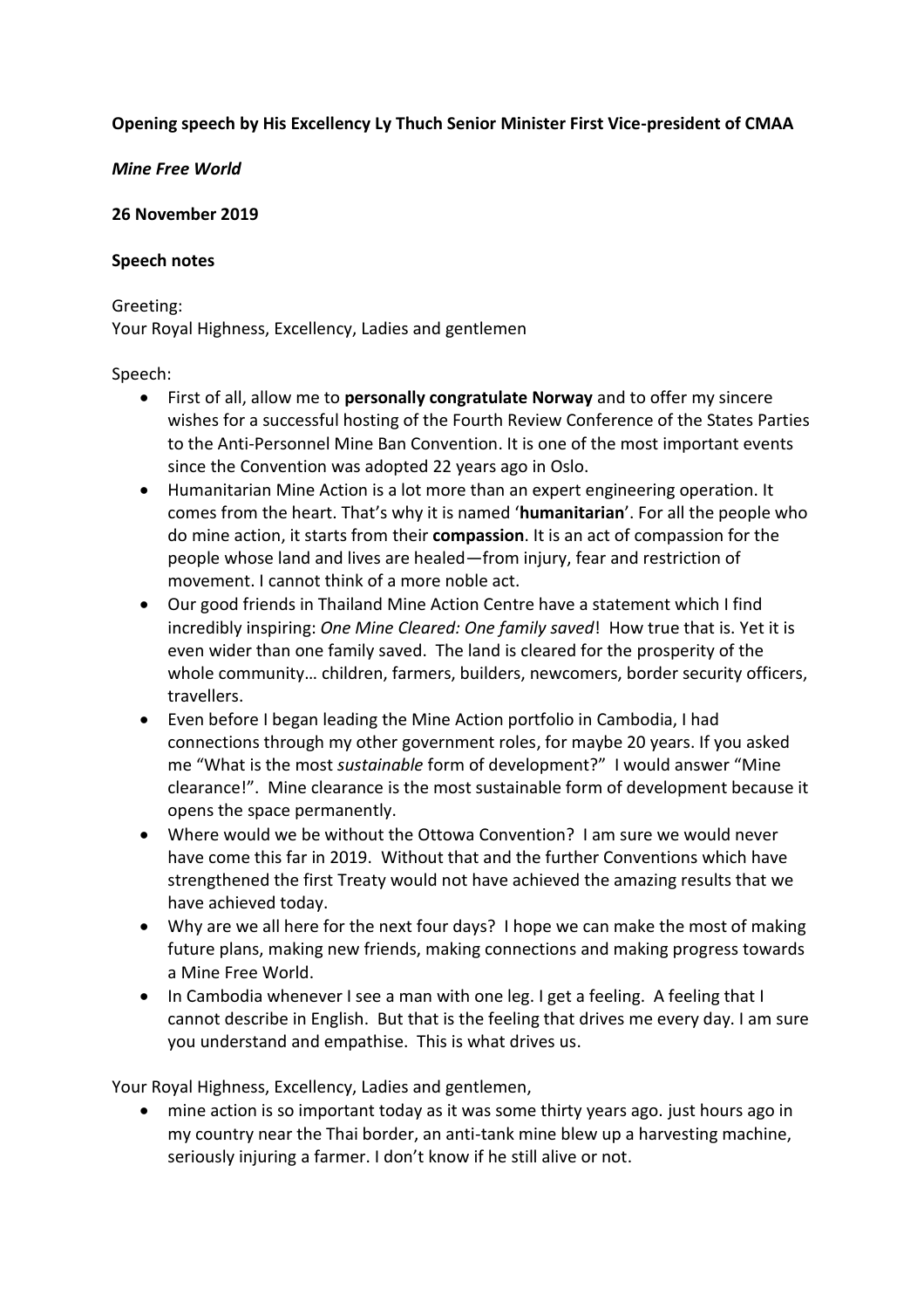**Opening speech by His Excellency Ly Thuch Senior Minister First Vice-president of CMAA**

***Mine Free World***

**26 November 2019**

**Speech notes**

Greeting:
Your Royal Highness, Excellency, Ladies and gentlemen

Speech:

- First of all, allow me to **personally congratulate Norway** and to offer my sincere wishes for a successful hosting of the Fourth Review Conference of the States Parties to the Anti-Personnel Mine Ban Convention. It is one of the most important events since the Convention was adopted 22 years ago in Oslo.
- Humanitarian Mine Action is a lot more than an expert engineering operation. It comes from the heart. That's why it is named '**humanitarian**'. For all the people who do mine action, it starts from their **compassion**. It is an act of compassion for the people whose land and lives are healed—from injury, fear and restriction of movement. I cannot think of a more noble act.
- Our good friends in Thailand Mine Action Centre have a statement which I find incredibly inspiring: *One Mine Cleared: One family saved*! How true that is. Yet it is even wider than one family saved. The land is cleared for the prosperity of the whole community… children, farmers, builders, newcomers, border security officers, travellers.
- Even before I began leading the Mine Action portfolio in Cambodia, I had connections through my other government roles, for maybe 20 years. If you asked me "What is the most *sustainable* form of development?" I would answer "Mine clearance!". Mine clearance is the most sustainable form of development because it opens the space permanently.
- Where would we be without the Ottowa Convention? I am sure we would never have come this far in 2019. Without that and the further Conventions which have strengthened the first Treaty would not have achieved the amazing results that we have achieved today.
- Why are we all here for the next four days? I hope we can make the most of making future plans, making new friends, making connections and making progress towards a Mine Free World.
- In Cambodia whenever I see a man with one leg. I get a feeling. A feeling that I cannot describe in English. But that is the feeling that drives me every day. I am sure you understand and empathise. This is what drives us.

Your Royal Highness, Excellency, Ladies and gentlemen,

- mine action is so important today as it was some thirty years ago. just hours ago in my country near the Thai border, an anti-tank mine blew up a harvesting machine, seriously injuring a farmer. I don't know if he still alive or not.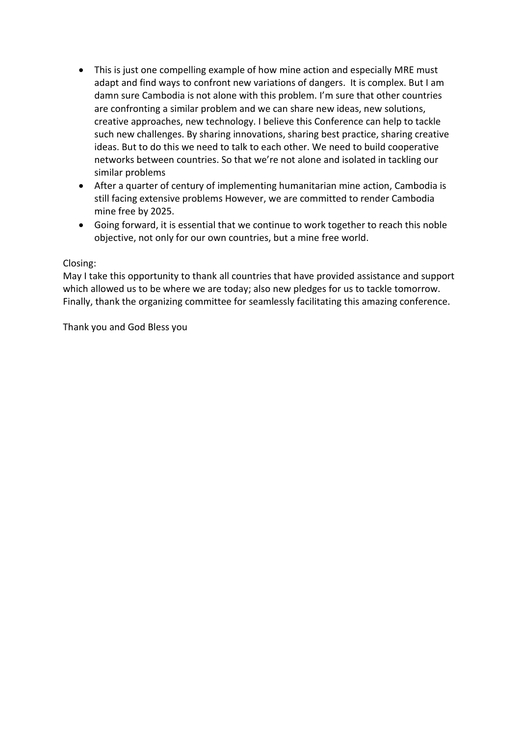- This is just one compelling example of how mine action and especially MRE must adapt and find ways to confront new variations of dangers. It is complex. But I am damn sure Cambodia is not alone with this problem. I'm sure that other countries are confronting a similar problem and we can share new ideas, new solutions, creative approaches, new technology. I believe this Conference can help to tackle such new challenges. By sharing innovations, sharing best practice, sharing creative ideas. But to do this we need to talk to each other. We need to build cooperative networks between countries. So that we're not alone and isolated in tackling our similar problems
- After a quarter of century of implementing humanitarian mine action, Cambodia is still facing extensive problems However, we are committed to render Cambodia mine free by 2025.
- Going forward, it is essential that we continue to work together to reach this noble objective, not only for our own countries, but a mine free world.

Closing:
May I take this opportunity to thank all countries that have provided assistance and support which allowed us to be where we are today; also new pledges for us to tackle tomorrow. Finally, thank the organizing committee for seamlessly facilitating this amazing conference.

Thank you and God Bless you